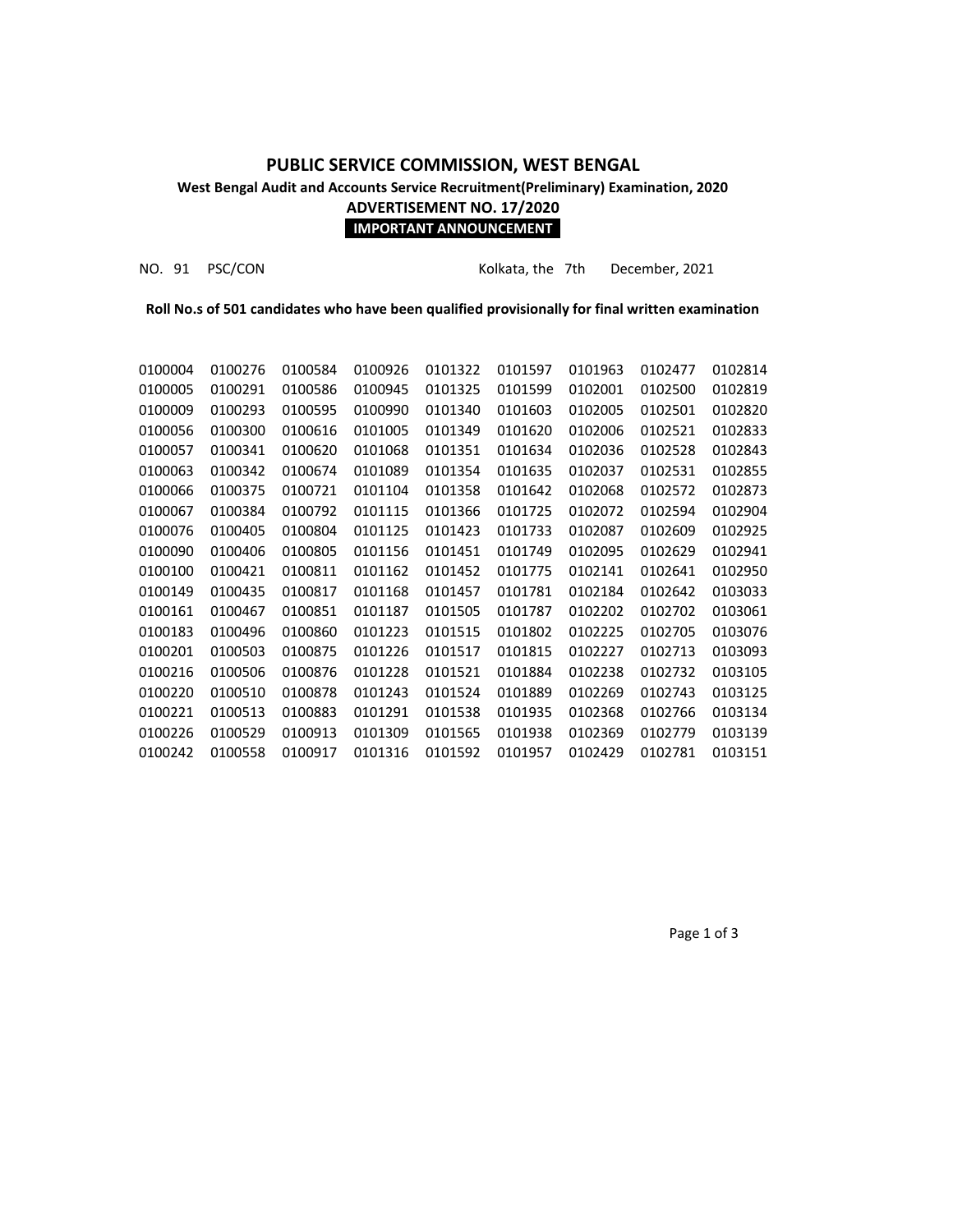# PUBLIC SERVICE COMMISSION, WEST BENGAL

**West Bengal Audit and Accounts Service Recruitment(Preliminary) Examination, 2020**

**ADVERTISEMENT NO. 17/2020**

**IMPORTANT ANNOUNCEMENT**

NO. 91 PSC/CON Kolkata, the 7th December, 2021

**Roll No.s of 501 candidates who have been qualified provisionally for final written examination**

| | | | | | | | | |
|---|---|---|---|---|---|---|---|---|
| 0100004 | 0100276 | 0100584 | 0100926 | 0101322 | 0101597 | 0101963 | 0102477 | 0102814 |
| 0100005 | 0100291 | 0100586 | 0100945 | 0101325 | 0101599 | 0102001 | 0102500 | 0102819 |
| 0100009 | 0100293 | 0100595 | 0100990 | 0101340 | 0101603 | 0102005 | 0102501 | 0102820 |
| 0100056 | 0100300 | 0100616 | 0101005 | 0101349 | 0101620 | 0102006 | 0102521 | 0102833 |
| 0100057 | 0100341 | 0100620 | 0101068 | 0101351 | 0101634 | 0102036 | 0102528 | 0102843 |
| 0100063 | 0100342 | 0100674 | 0101089 | 0101354 | 0101635 | 0102037 | 0102531 | 0102855 |
| 0100066 | 0100375 | 0100721 | 0101104 | 0101358 | 0101642 | 0102068 | 0102572 | 0102873 |
| 0100067 | 0100384 | 0100792 | 0101115 | 0101366 | 0101725 | 0102072 | 0102594 | 0102904 |
| 0100076 | 0100405 | 0100804 | 0101125 | 0101423 | 0101733 | 0102087 | 0102609 | 0102925 |
| 0100090 | 0100406 | 0100805 | 0101156 | 0101451 | 0101749 | 0102095 | 0102629 | 0102941 |
| 0100100 | 0100421 | 0100811 | 0101162 | 0101452 | 0101775 | 0102141 | 0102641 | 0102950 |
| 0100149 | 0100435 | 0100817 | 0101168 | 0101457 | 0101781 | 0102184 | 0102642 | 0103033 |
| 0100161 | 0100467 | 0100851 | 0101187 | 0101505 | 0101787 | 0102202 | 0102702 | 0103061 |
| 0100183 | 0100496 | 0100860 | 0101223 | 0101515 | 0101802 | 0102225 | 0102705 | 0103076 |
| 0100201 | 0100503 | 0100875 | 0101226 | 0101517 | 0101815 | 0102227 | 0102713 | 0103093 |
| 0100216 | 0100506 | 0100876 | 0101228 | 0101521 | 0101884 | 0102238 | 0102732 | 0103105 |
| 0100220 | 0100510 | 0100878 | 0101243 | 0101524 | 0101889 | 0102269 | 0102743 | 0103125 |
| 0100221 | 0100513 | 0100883 | 0101291 | 0101538 | 0101935 | 0102368 | 0102766 | 0103134 |
| 0100226 | 0100529 | 0100913 | 0101309 | 0101565 | 0101938 | 0102369 | 0102779 | 0103139 |
| 0100242 | 0100558 | 0100917 | 0101316 | 0101592 | 0101957 | 0102429 | 0102781 | 0103151 |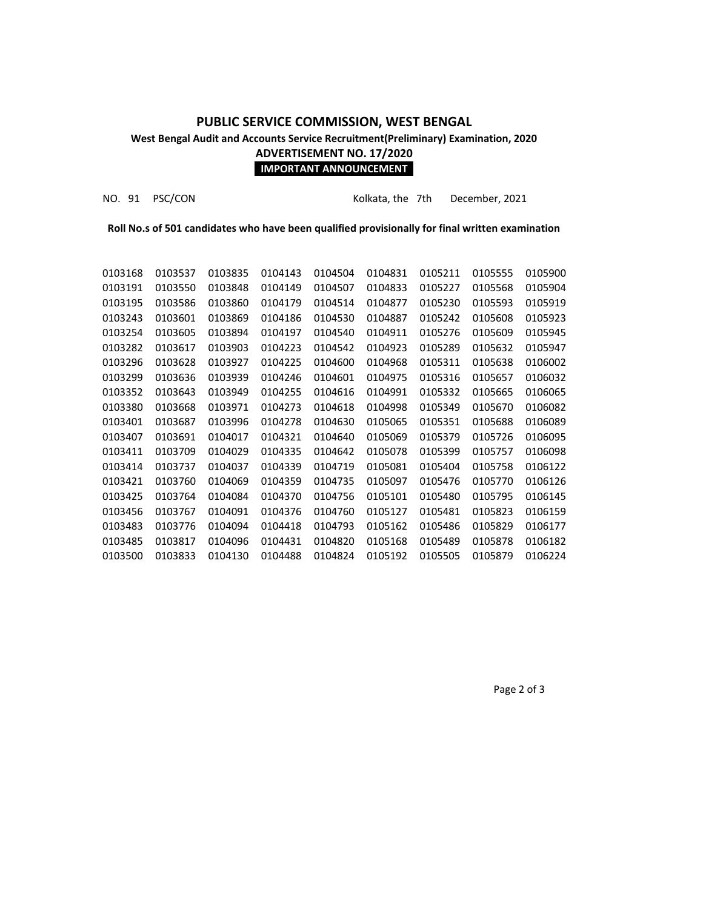# PUBLIC SERVICE COMMISSION, WEST BENGAL

**West Bengal Audit and Accounts Service Recruitment(Preliminary) Examination, 2020**

**ADVERTISEMENT NO. 17/2020**

**IMPORTANT ANNOUNCEMENT**

NO. 91 PSC/CON Kolkata, the 7th December, 2021

**Roll No.s of 501 candidates who have been qualified provisionally for final written examination**

| | | | | | | | | |
|---|---|---|---|---|---|---|---|---|
| 0103168 | 0103537 | 0103835 | 0104143 | 0104504 | 0104831 | 0105211 | 0105555 | 0105900 |
| 0103191 | 0103550 | 0103848 | 0104149 | 0104507 | 0104833 | 0105227 | 0105568 | 0105904 |
| 0103195 | 0103586 | 0103860 | 0104179 | 0104514 | 0104877 | 0105230 | 0105593 | 0105919 |
| 0103243 | 0103601 | 0103869 | 0104186 | 0104530 | 0104887 | 0105242 | 0105608 | 0105923 |
| 0103254 | 0103605 | 0103894 | 0104197 | 0104540 | 0104911 | 0105276 | 0105609 | 0105945 |
| 0103282 | 0103617 | 0103903 | 0104223 | 0104542 | 0104923 | 0105289 | 0105632 | 0105947 |
| 0103296 | 0103628 | 0103927 | 0104225 | 0104600 | 0104968 | 0105311 | 0105638 | 0106002 |
| 0103299 | 0103636 | 0103939 | 0104246 | 0104601 | 0104975 | 0105316 | 0105657 | 0106032 |
| 0103352 | 0103643 | 0103949 | 0104255 | 0104616 | 0104991 | 0105332 | 0105665 | 0106065 |
| 0103380 | 0103668 | 0103971 | 0104273 | 0104618 | 0104998 | 0105349 | 0105670 | 0106082 |
| 0103401 | 0103687 | 0103996 | 0104278 | 0104630 | 0105065 | 0105351 | 0105688 | 0106089 |
| 0103407 | 0103691 | 0104017 | 0104321 | 0104640 | 0105069 | 0105379 | 0105726 | 0106095 |
| 0103411 | 0103709 | 0104029 | 0104335 | 0104642 | 0105078 | 0105399 | 0105757 | 0106098 |
| 0103414 | 0103737 | 0104037 | 0104339 | 0104719 | 0105081 | 0105404 | 0105758 | 0106122 |
| 0103421 | 0103760 | 0104069 | 0104359 | 0104735 | 0105097 | 0105476 | 0105770 | 0106126 |
| 0103425 | 0103764 | 0104084 | 0104370 | 0104756 | 0105101 | 0105480 | 0105795 | 0106145 |
| 0103456 | 0103767 | 0104091 | 0104376 | 0104760 | 0105127 | 0105481 | 0105823 | 0106159 |
| 0103483 | 0103776 | 0104094 | 0104418 | 0104793 | 0105162 | 0105486 | 0105829 | 0106177 |
| 0103485 | 0103817 | 0104096 | 0104431 | 0104820 | 0105168 | 0105489 | 0105878 | 0106182 |
| 0103500 | 0103833 | 0104130 | 0104488 | 0104824 | 0105192 | 0105505 | 0105879 | 0106224 |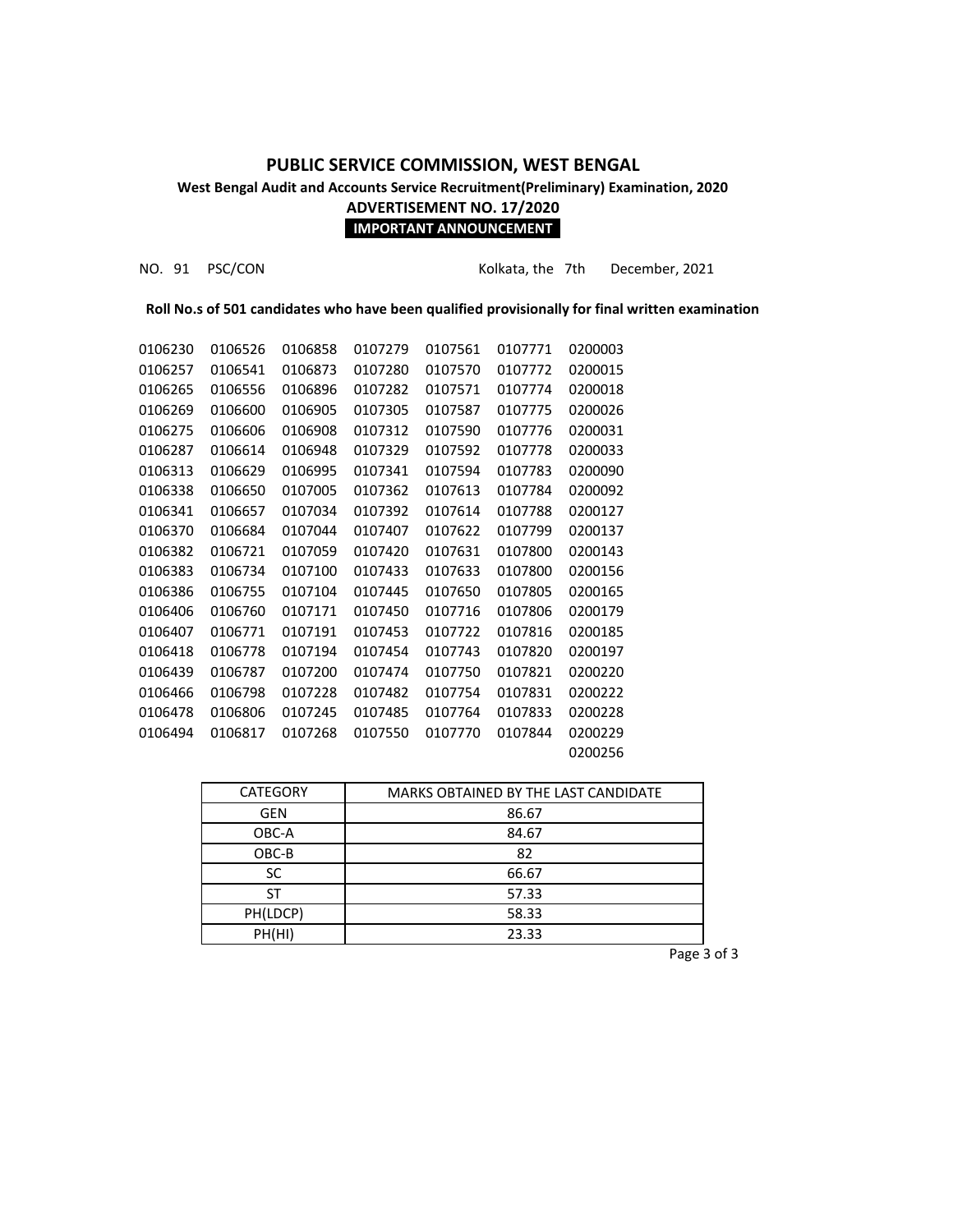# PUBLIC SERVICE COMMISSION, WEST BENGAL

**West Bengal Audit and Accounts Service Recruitment(Preliminary) Examination, 2020**

**ADVERTISEMENT NO. 17/2020**

**IMPORTANT ANNOUNCEMENT**

NO. 91 PSC/CON Kolkata, the 7th December, 2021

**Roll No.s of 501 candidates who have been qualified provisionally for final written examination**

| | | | | | | |
|---|---|---|---|---|---|---|
| 0106230 | 0106526 | 0106858 | 0107279 | 0107561 | 0107771 | 0200003 |
| 0106257 | 0106541 | 0106873 | 0107280 | 0107570 | 0107772 | 0200015 |
| 0106265 | 0106556 | 0106896 | 0107282 | 0107571 | 0107774 | 0200018 |
| 0106269 | 0106600 | 0106905 | 0107305 | 0107587 | 0107775 | 0200026 |
| 0106275 | 0106606 | 0106908 | 0107312 | 0107590 | 0107776 | 0200031 |
| 0106287 | 0106614 | 0106948 | 0107329 | 0107592 | 0107778 | 0200033 |
| 0106313 | 0106629 | 0106995 | 0107341 | 0107594 | 0107783 | 0200090 |
| 0106338 | 0106650 | 0107005 | 0107362 | 0107613 | 0107784 | 0200092 |
| 0106341 | 0106657 | 0107034 | 0107392 | 0107614 | 0107788 | 0200127 |
| 0106370 | 0106684 | 0107044 | 0107407 | 0107622 | 0107799 | 0200137 |
| 0106382 | 0106721 | 0107059 | 0107420 | 0107631 | 0107800 | 0200143 |
| 0106383 | 0106734 | 0107100 | 0107433 | 0107633 | 0107800 | 0200156 |
| 0106386 | 0106755 | 0107104 | 0107445 | 0107650 | 0107805 | 0200165 |
| 0106406 | 0106760 | 0107171 | 0107450 | 0107716 | 0107806 | 0200179 |
| 0106407 | 0106771 | 0107191 | 0107453 | 0107722 | 0107816 | 0200185 |
| 0106418 | 0106778 | 0107194 | 0107454 | 0107743 | 0107820 | 0200197 |
| 0106439 | 0106787 | 0107200 | 0107474 | 0107750 | 0107821 | 0200220 |
| 0106466 | 0106798 | 0107228 | 0107482 | 0107754 | 0107831 | 0200222 |
| 0106478 | 0106806 | 0107245 | 0107485 | 0107764 | 0107833 | 0200228 |
| 0106494 | 0106817 | 0107268 | 0107550 | 0107770 | 0107844 | 0200229 |
| | | | | | | 0200256 |

| CATEGORY | MARKS OBTAINED BY THE LAST CANDIDATE |
|---|---|
| GEN | 86.67 |
| OBC-A | 84.67 |
| OBC-B | 82 |
| SC | 66.67 |
| ST | 57.33 |
| PH(LDCP) | 58.33 |
| PH(HI) | 23.33 |